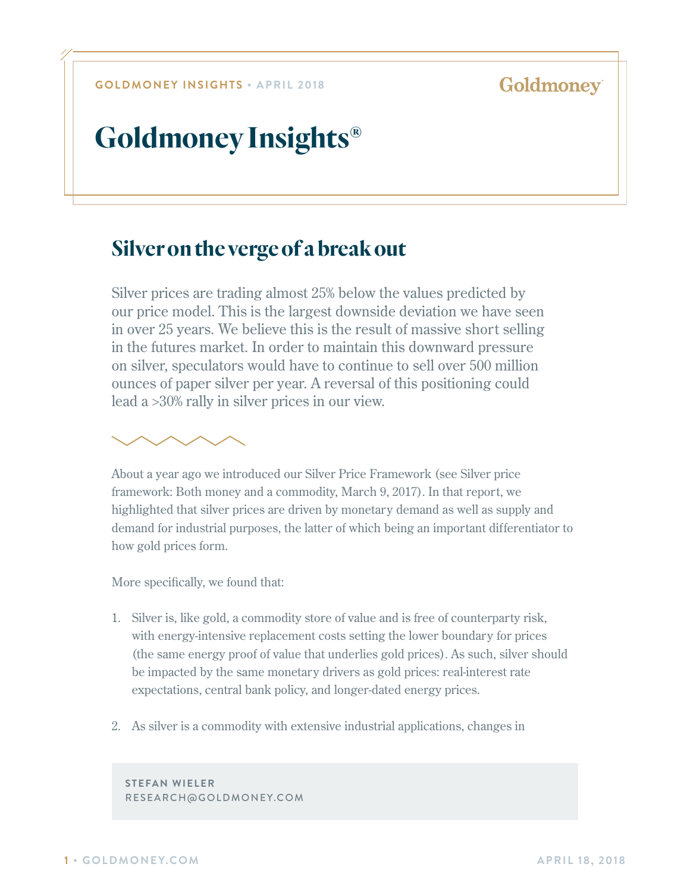GOLDMONEY INSIGHTS • APRIL 2018

# Goldmoney Insights®

## Silver on the verge of a break out

Silver prices are trading almost 25% below the values predicted by our price model. This is the largest downside deviation we have seen in over 25 years. We believe this is the result of massive short selling in the futures market. In order to maintain this downward pressure on silver, speculators would have to continue to sell over 500 million ounces of paper silver per year. A reversal of this positioning could lead a >30% rally in silver prices in our view.

About a year ago we introduced our Silver Price Framework (see Silver price framework: Both money and a commodity, March 9, 2017). In that report, we highlighted that silver prices are driven by monetary demand as well as supply and demand for industrial purposes, the latter of which being an important differentiator to how gold prices form.

More specifically, we found that:

1. Silver is, like gold, a commodity store of value and is free of counterparty risk, with energy-intensive replacement costs setting the lower boundary for prices (the same energy proof of value that underlies gold prices). As such, silver should be impacted by the same monetary drivers as gold prices: real-interest rate expectations, central bank policy, and longer-dated energy prices.

2. As silver is a commodity with extensive industrial applications, changes in

STEFAN WIELER
RESEARCH@GOLDMONEY.COM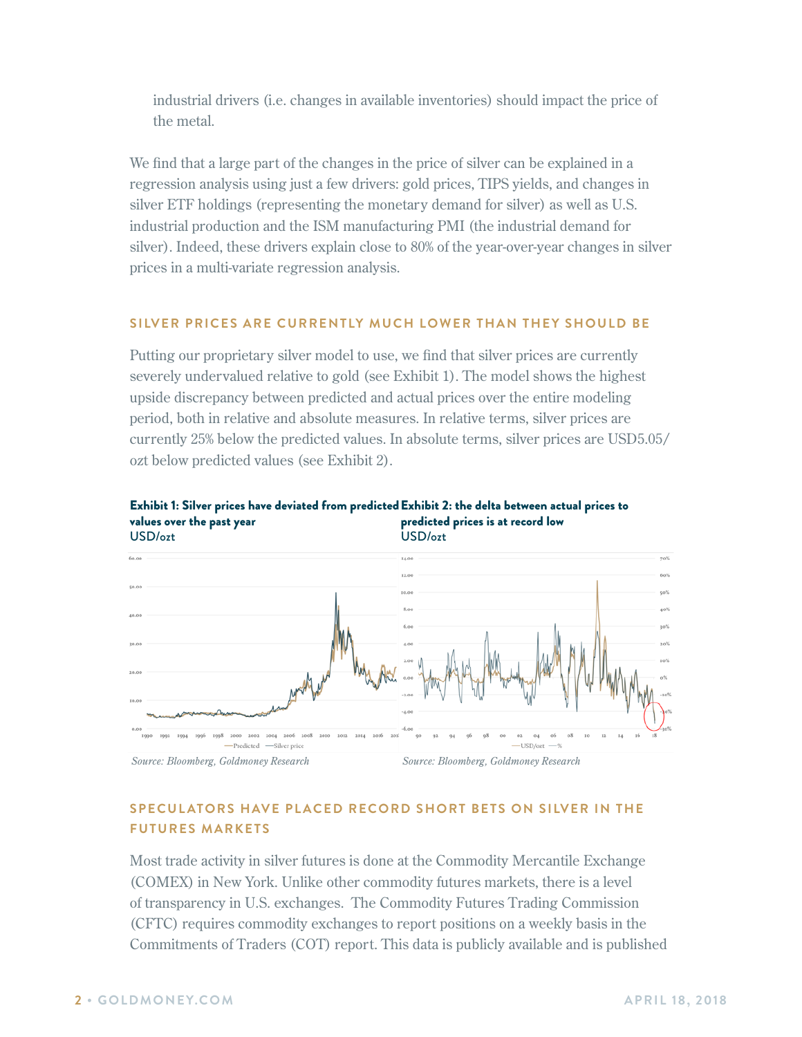industrial drivers (i.e. changes in available inventories) should impact the price of the metal.

We find that a large part of the changes in the price of silver can be explained in a regression analysis using just a few drivers: gold prices, TIPS yields, and changes in silver ETF holdings (representing the monetary demand for silver) as well as U.S. industrial production and the ISM manufacturing PMI (the industrial demand for silver). Indeed, these drivers explain close to 80% of the year-over-year changes in silver prices in a multi-variate regression analysis.

## SILVER PRICES ARE CURRENTLY MUCH LOWER THAN THEY SHOULD BE

Putting our proprietary silver model to use, we find that silver prices are currently severely undervalued relative to gold (see Exhibit 1). The model shows the highest upside discrepancy between predicted and actual prices over the entire modeling period, both in relative and absolute measures. In relative terms, silver prices are currently 25% below the predicted values. In absolute terms, silver prices are USD5.05/ozt below predicted values (see Exhibit 2).

**Exhibit 1: Silver prices have deviated from predicted values over the past year**
USD/ozt

*Source: Bloomberg, Goldmoney Research*

**Exhibit 2: the delta between actual prices to predicted prices is at record low**
USD/ozt

*Source: Bloomberg, Goldmoney Research*

## SPECULATORS HAVE PLACED RECORD SHORT BETS ON SILVER IN THE FUTURES MARKETS

Most trade activity in silver futures is done at the Commodity Mercantile Exchange (COMEX) in New York. Unlike other commodity futures markets, there is a level of transparency in U.S. exchanges. The Commodity Futures Trading Commission (CFTC) requires commodity exchanges to report positions on a weekly basis in the Commitments of Traders (COT) report. This data is publicly available and is published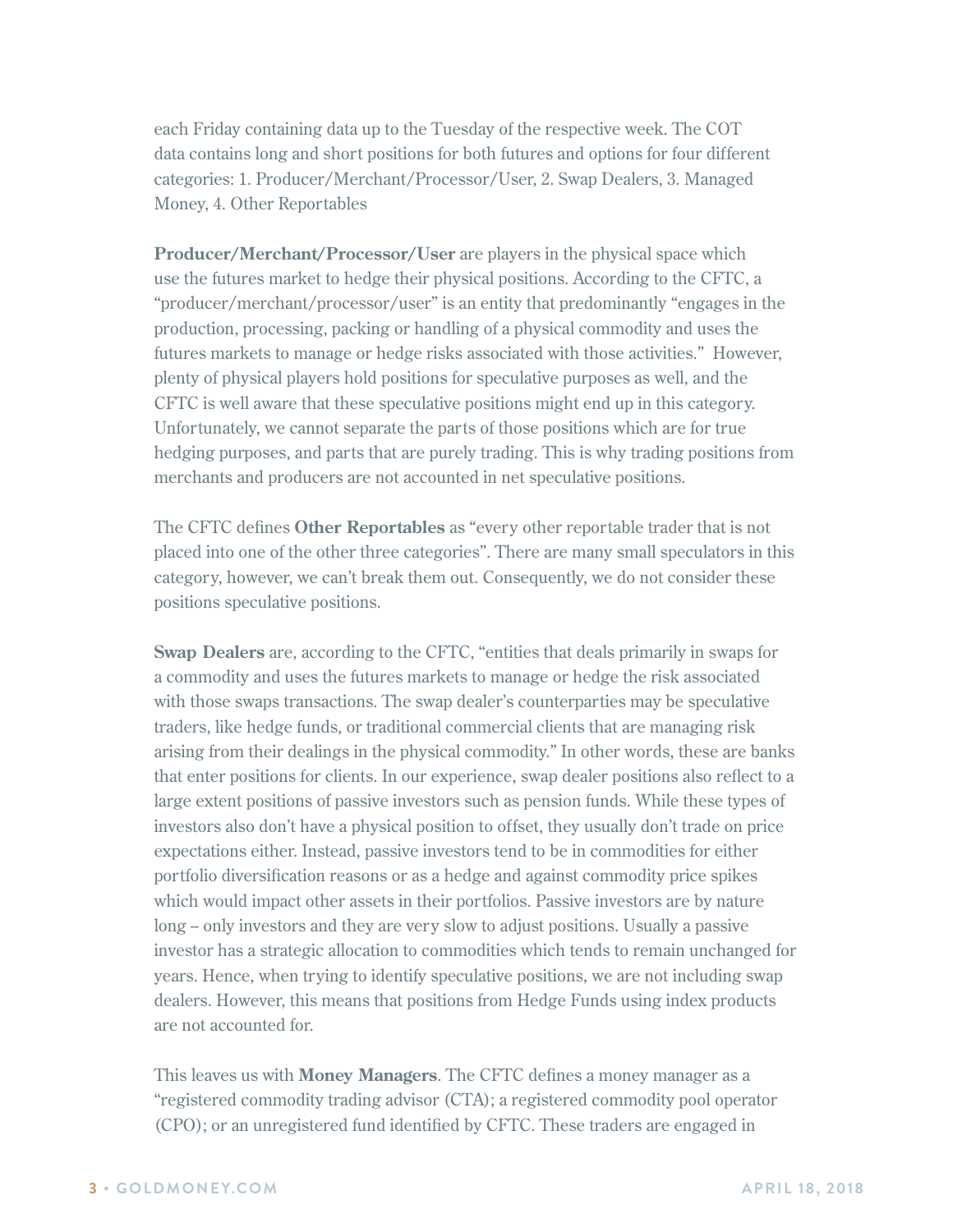each Friday containing data up to the Tuesday of the respective week. The COT data contains long and short positions for both futures and options for four different categories: 1. Producer/Merchant/Processor/User, 2. Swap Dealers, 3. Managed Money, 4. Other Reportables

**Producer/Merchant/Processor/User** are players in the physical space which use the futures market to hedge their physical positions. According to the CFTC, a "producer/merchant/processor/user" is an entity that predominantly "engages in the production, processing, packing or handling of a physical commodity and uses the futures markets to manage or hedge risks associated with those activities." However, plenty of physical players hold positions for speculative purposes as well, and the CFTC is well aware that these speculative positions might end up in this category. Unfortunately, we cannot separate the parts of those positions which are for true hedging purposes, and parts that are purely trading. This is why trading positions from merchants and producers are not accounted in net speculative positions.

The CFTC defines **Other Reportables** as "every other reportable trader that is not placed into one of the other three categories". There are many small speculators in this category, however, we can't break them out. Consequently, we do not consider these positions speculative positions.

**Swap Dealers** are, according to the CFTC, "entities that deals primarily in swaps for a commodity and uses the futures markets to manage or hedge the risk associated with those swaps transactions. The swap dealer's counterparties may be speculative traders, like hedge funds, or traditional commercial clients that are managing risk arising from their dealings in the physical commodity." In other words, these are banks that enter positions for clients. In our experience, swap dealer positions also reflect to a large extent positions of passive investors such as pension funds. While these types of investors also don't have a physical position to offset, they usually don't trade on price expectations either. Instead, passive investors tend to be in commodities for either portfolio diversification reasons or as a hedge and against commodity price spikes which would impact other assets in their portfolios. Passive investors are by nature long – only investors and they are very slow to adjust positions. Usually a passive investor has a strategic allocation to commodities which tends to remain unchanged for years. Hence, when trying to identify speculative positions, we are not including swap dealers. However, this means that positions from Hedge Funds using index products are not accounted for.

This leaves us with **Money Managers**. The CFTC defines a money manager as a "registered commodity trading advisor (CTA); a registered commodity pool operator (CPO); or an unregistered fund identified by CFTC. These traders are engaged in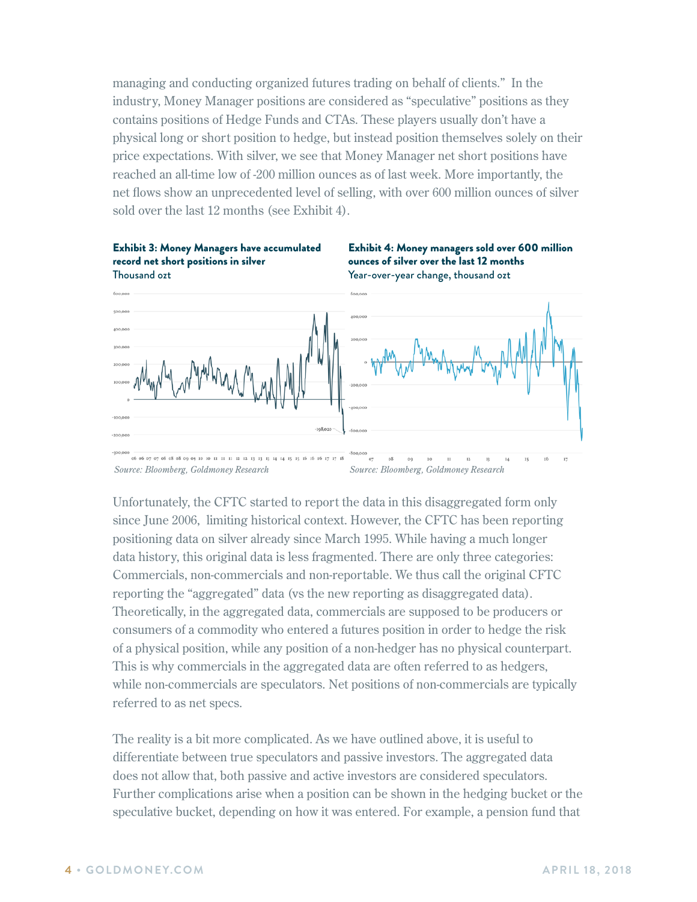managing and conducting organized futures trading on behalf of clients." In the industry, Money Manager positions are considered as "speculative" positions as they contains positions of Hedge Funds and CTAs. These players usually don't have a physical long or short position to hedge, but instead position themselves solely on their price expectations. With silver, we see that Money Manager net short positions have reached an all-time low of -200 million ounces as of last week. More importantly, the net flows show an unprecedented level of selling, with over 600 million ounces of silver sold over the last 12 months (see Exhibit 4).

**Exhibit 3: Money Managers have accumulated record net short positions in silver**
Thousand ozt

*Source: Bloomberg, Goldmoney Research*

**Exhibit 4: Money managers sold over 600 million ounces of silver over the last 12 months**
Year-over-year change, thousand ozt

*Source: Bloomberg, Goldmoney Research*

Unfortunately, the CFTC started to report the data in this disaggregated form only since June 2006, limiting historical context. However, the CFTC has been reporting positioning data on silver already since March 1995. While having a much longer data history, this original data is less fragmented. There are only three categories: Commercials, non-commercials and non-reportable. We thus call the original CFTC reporting the "aggregated" data (vs the new reporting as disaggregated data). Theoretically, in the aggregated data, commercials are supposed to be producers or consumers of a commodity who entered a futures position in order to hedge the risk of a physical position, while any position of a non-hedger has no physical counterpart. This is why commercials in the aggregated data are often referred to as hedgers, while non-commercials are speculators. Net positions of non-commercials are typically referred to as net specs.

The reality is a bit more complicated. As we have outlined above, it is useful to differentiate between true speculators and passive investors. The aggregated data does not allow that, both passive and active investors are considered speculators. Further complications arise when a position can be shown in the hedging bucket or the speculative bucket, depending on how it was entered. For example, a pension fund that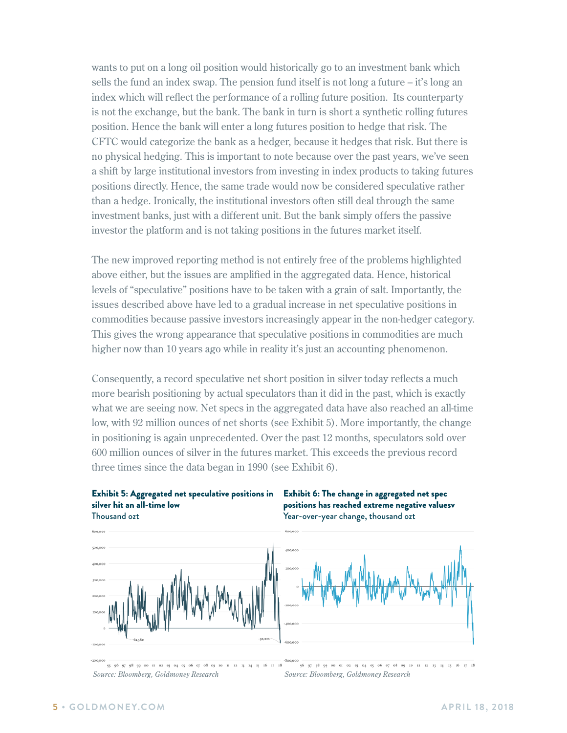wants to put on a long oil position would historically go to an investment bank which sells the fund an index swap. The pension fund itself is not long a future – it's long an index which will reflect the performance of a rolling future position. Its counterparty is not the exchange, but the bank. The bank in turn is short a synthetic rolling futures position. Hence the bank will enter a long futures position to hedge that risk. The CFTC would categorize the bank as a hedger, because it hedges that risk. But there is no physical hedging. This is important to note because over the past years, we've seen a shift by large institutional investors from investing in index products to taking futures positions directly. Hence, the same trade would now be considered speculative rather than a hedge. Ironically, the institutional investors often still deal through the same investment banks, just with a different unit. But the bank simply offers the passive investor the platform and is not taking positions in the futures market itself.

The new improved reporting method is not entirely free of the problems highlighted above either, but the issues are amplified in the aggregated data. Hence, historical levels of "speculative" positions have to be taken with a grain of salt. Importantly, the issues described above have led to a gradual increase in net speculative positions in commodities because passive investors increasingly appear in the non-hedger category. This gives the wrong appearance that speculative positions in commodities are much higher now than 10 years ago while in reality it's just an accounting phenomenon.

Consequently, a record speculative net short position in silver today reflects a much more bearish positioning by actual speculators than it did in the past, which is exactly what we are seeing now. Net specs in the aggregated data have also reached an all-time low, with 92 million ounces of net shorts (see Exhibit 5). More importantly, the change in positioning is again unprecedented. Over the past 12 months, speculators sold over 600 million ounces of silver in the futures market. This exceeds the previous record three times since the data began in 1990 (see Exhibit 6).

**Exhibit 5: Aggregated net speculative positions in silver hit an all-time low**
Thousand ozt

*Source: Bloomberg, Goldmoney Research*

**Exhibit 6: The change in aggregated net spec positions has reached extreme negative valuesv**
Year-over-year change, thousand ozt

*Source: Bloomberg, Goldmoney Research*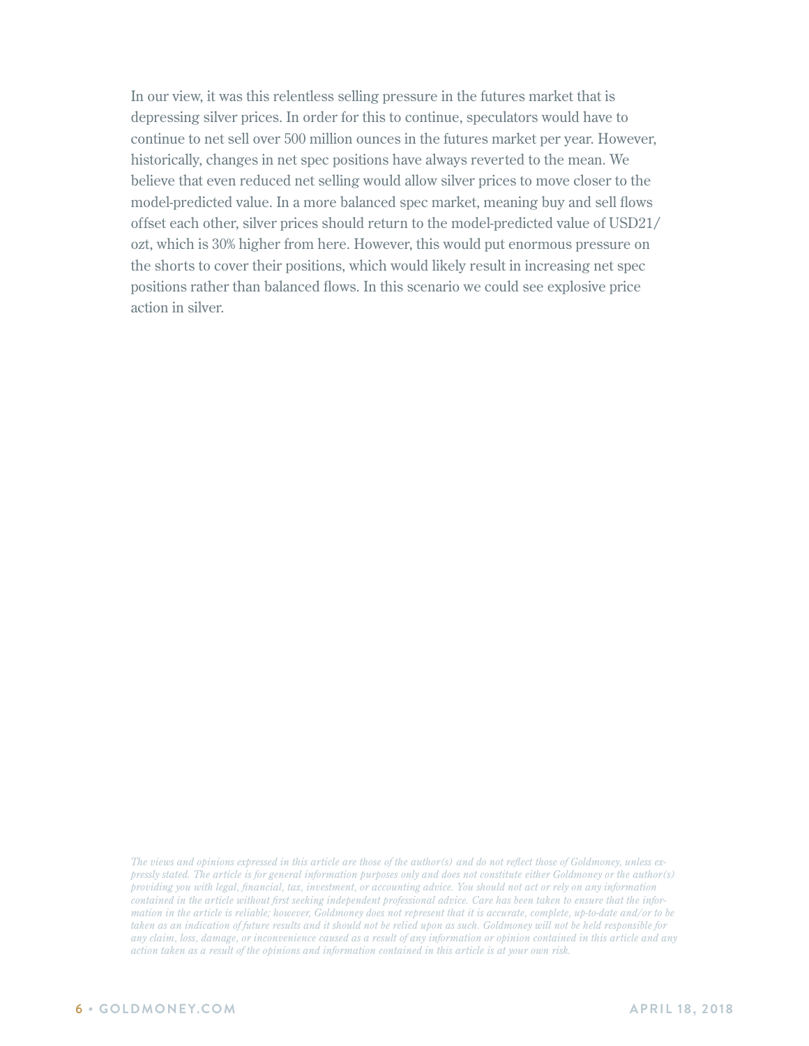In our view, it was this relentless selling pressure in the futures market that is depressing silver prices. In order for this to continue, speculators would have to continue to net sell over 500 million ounces in the futures market per year. However, historically, changes in net spec positions have always reverted to the mean. We believe that even reduced net selling would allow silver prices to move closer to the model-predicted value. In a more balanced spec market, meaning buy and sell flows offset each other, silver prices should return to the model-predicted value of USD21/ozt, which is 30% higher from here. However, this would put enormous pressure on the shorts to cover their positions, which would likely result in increasing net spec positions rather than balanced flows. In this scenario we could see explosive price action in silver.

*The views and opinions expressed in this article are those of the author(s) and do not reflect those of Goldmoney, unless expressly stated. The article is for general information purposes only and does not constitute either Goldmoney or the author(s) providing you with legal, financial, tax, investment, or accounting advice. You should not act or rely on any information contained in the article without first seeking independent professional advice. Care has been taken to ensure that the information in the article is reliable; however, Goldmoney does not represent that it is accurate, complete, up-to-date and/or to be taken as an indication of future results and it should not be relied upon as such. Goldmoney will not be held responsible for any claim, loss, damage, or inconvenience caused as a result of any information or opinion contained in this article and any action taken as a result of the opinions and information contained in this article is at your own risk.*